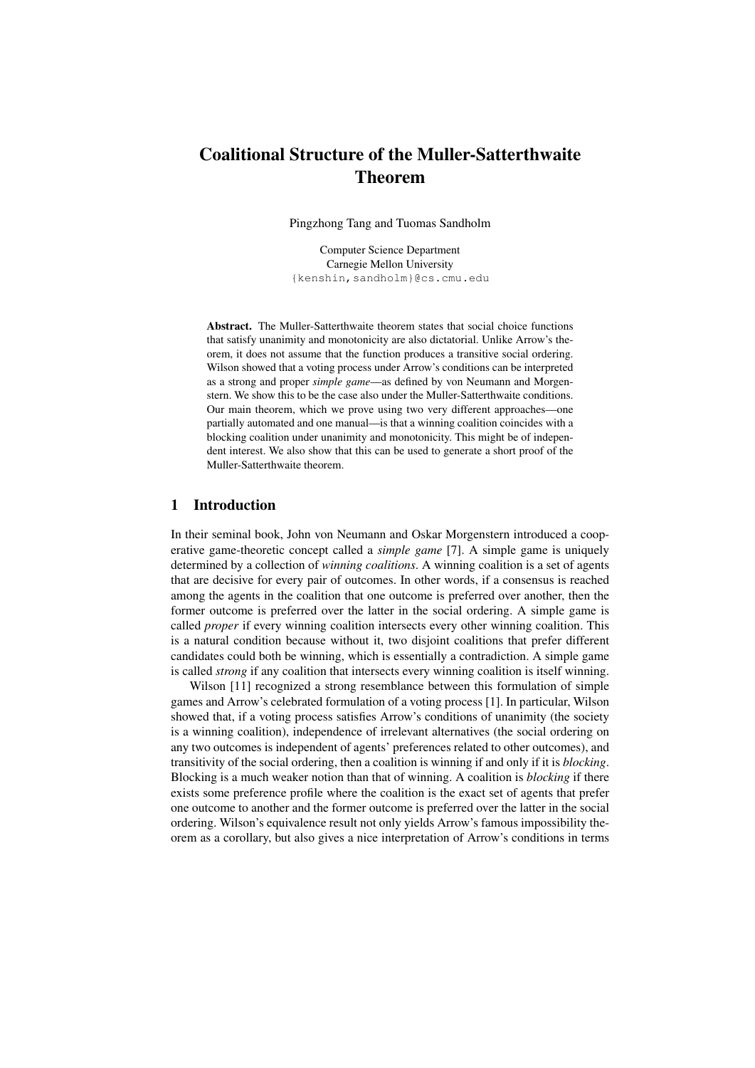# Coalitional Structure of the Muller-Satterthwaite Theorem

Pingzhong Tang and Tuomas Sandholm

Computer Science Department
Carnegie Mellon University
{kenshin,sandholm}@cs.cmu.edu

**Abstract.** The Muller-Satterthwaite theorem states that social choice functions that satisfy unanimity and monotonicity are also dictatorial. Unlike Arrow's theorem, it does not assume that the function produces a transitive social ordering. Wilson showed that a voting process under Arrow's conditions can be interpreted as a strong and proper *simple game*—as defined by von Neumann and Morgenstern. We show this to be the case also under the Muller-Satterthwaite conditions. Our main theorem, which we prove using two very different approaches—one partially automated and one manual—is that a winning coalition coincides with a blocking coalition under unanimity and monotonicity. This might be of independent interest. We also show that this can be used to generate a short proof of the Muller-Satterthwaite theorem.

## 1 Introduction

In their seminal book, John von Neumann and Oskar Morgenstern introduced a cooperative game-theoretic concept called a *simple game* [7]. A simple game is uniquely determined by a collection of *winning coalitions*. A winning coalition is a set of agents that are decisive for every pair of outcomes. In other words, if a consensus is reached among the agents in the coalition that one outcome is preferred over another, then the former outcome is preferred over the latter in the social ordering. A simple game is called *proper* if every winning coalition intersects every other winning coalition. This is a natural condition because without it, two disjoint coalitions that prefer different candidates could both be winning, which is essentially a contradiction. A simple game is called *strong* if any coalition that intersects every winning coalition is itself winning.

Wilson [11] recognized a strong resemblance between this formulation of simple games and Arrow's celebrated formulation of a voting process [1]. In particular, Wilson showed that, if a voting process satisfies Arrow's conditions of unanimity (the society is a winning coalition), independence of irrelevant alternatives (the social ordering on any two outcomes is independent of agents' preferences related to other outcomes), and transitivity of the social ordering, then a coalition is winning if and only if it is *blocking*. Blocking is a much weaker notion than that of winning. A coalition is *blocking* if there exists some preference profile where the coalition is the exact set of agents that prefer one outcome to another and the former outcome is preferred over the latter in the social ordering. Wilson's equivalence result not only yields Arrow's famous impossibility theorem as a corollary, but also gives a nice interpretation of Arrow's conditions in terms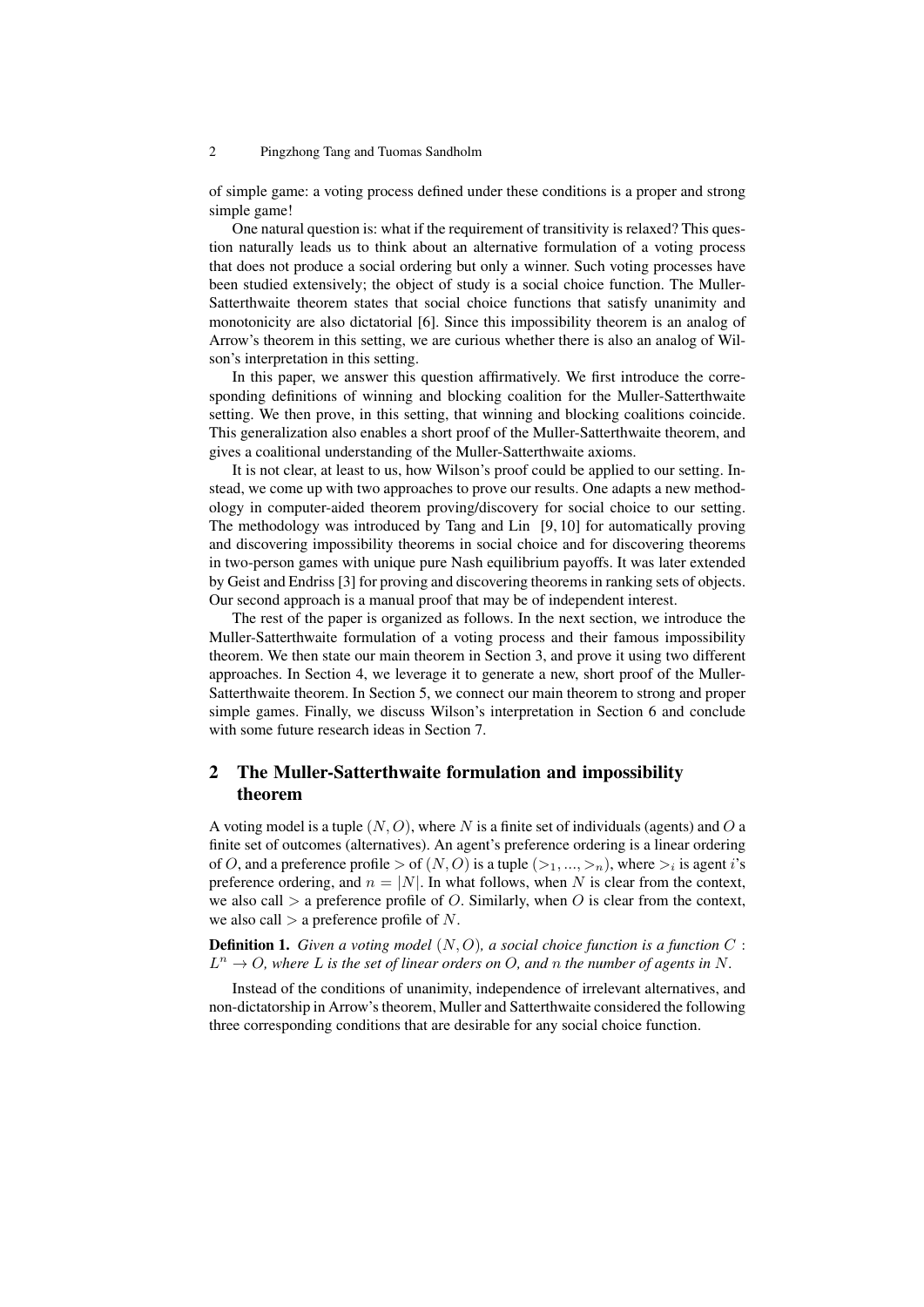of simple game: a voting process defined under these conditions is a proper and strong simple game!

One natural question is: what if the requirement of transitivity is relaxed? This question naturally leads us to think about an alternative formulation of a voting process that does not produce a social ordering but only a winner. Such voting processes have been studied extensively; the object of study is a social choice function. The Muller-Satterthwaite theorem states that social choice functions that satisfy unanimity and monotonicity are also dictatorial [6]. Since this impossibility theorem is an analog of Arrow's theorem in this setting, we are curious whether there is also an analog of Wilson's interpretation in this setting.

In this paper, we answer this question affirmatively. We first introduce the corresponding definitions of winning and blocking coalition for the Muller-Satterthwaite setting. We then prove, in this setting, that winning and blocking coalitions coincide. This generalization also enables a short proof of the Muller-Satterthwaite theorem, and gives a coalitional understanding of the Muller-Satterthwaite axioms.

It is not clear, at least to us, how Wilson's proof could be applied to our setting. Instead, we come up with two approaches to prove our results. One adapts a new methodology in computer-aided theorem proving/discovery for social choice to our setting. The methodology was introduced by Tang and Lin [9, 10] for automatically proving and discovering impossibility theorems in social choice and for discovering theorems in two-person games with unique pure Nash equilibrium payoffs. It was later extended by Geist and Endriss [3] for proving and discovering theorems in ranking sets of objects. Our second approach is a manual proof that may be of independent interest.

The rest of the paper is organized as follows. In the next section, we introduce the Muller-Satterthwaite formulation of a voting process and their famous impossibility theorem. We then state our main theorem in Section 3, and prove it using two different approaches. In Section 4, we leverage it to generate a new, short proof of the Muller-Satterthwaite theorem. In Section 5, we connect our main theorem to strong and proper simple games. Finally, we discuss Wilson's interpretation in Section 6 and conclude with some future research ideas in Section 7.

## 2 The Muller-Satterthwaite formulation and impossibility theorem

A voting model is a tuple $(N, O)$, where $N$ is a finite set of individuals (agents) and $O$ a finite set of outcomes (alternatives). An agent's preference ordering is a linear ordering of $O$, and a preference profile $>$ of $(N, O)$ is a tuple $(>_1, ..., >_n)$, where $>_i$ is agent $i$'s preference ordering, and $n = |N|$. In what follows, when $N$ is clear from the context, we also call $>$ a preference profile of $O$. Similarly, when $O$ is clear from the context, we also call $>$ a preference profile of $N$.

**Definition 1.** *Given a voting model $(N, O)$, a social choice function is a function $C : L^n \to O$, where $L$ is the set of linear orders on $O$, and $n$ the number of agents in $N$.*

Instead of the conditions of unanimity, independence of irrelevant alternatives, and non-dictatorship in Arrow's theorem, Muller and Satterthwaite considered the following three corresponding conditions that are desirable for any social choice function.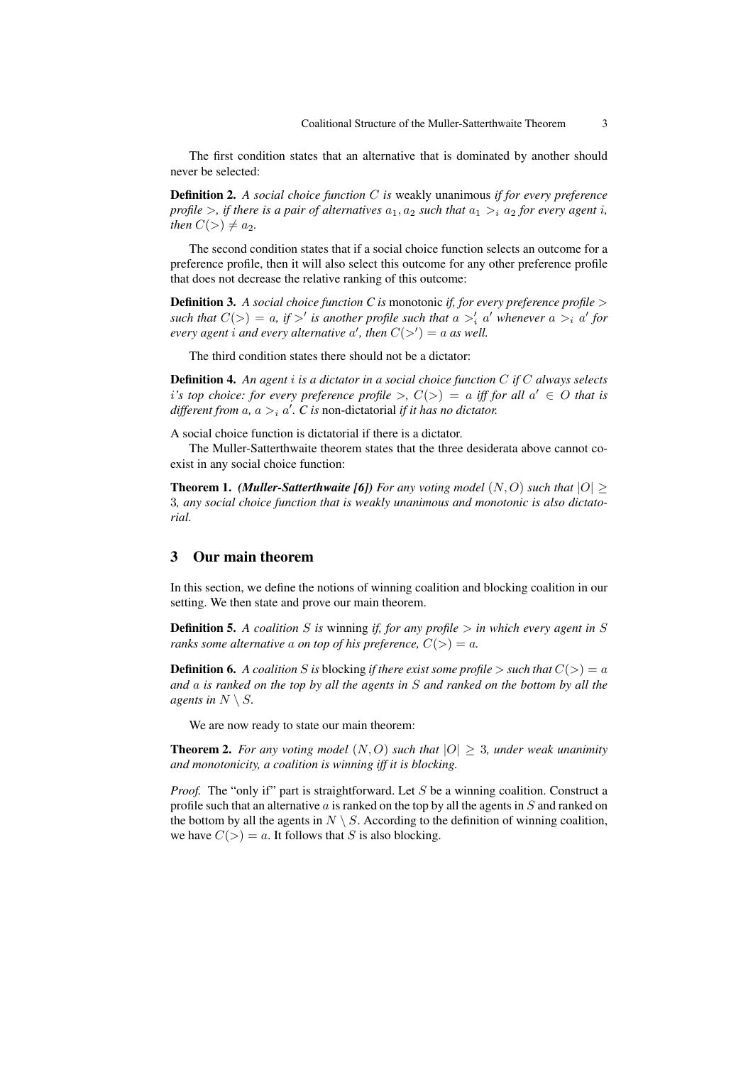The first condition states that an alternative that is dominated by another should never be selected:

**Definition 2.** *A social choice function $C$ is* weakly unanimous *if for every preference profile $>$, if there is a pair of alternatives $a_1, a_2$ such that $a_1 >_i a_2$ for every agent $i$, then $C(>) \neq a_2$.*

The second condition states that if a social choice function selects an outcome for a preference profile, then it will also select this outcome for any other preference profile that does not decrease the relative ranking of this outcome:

**Definition 3.** *A social choice function C is* monotonic *if, for every preference profile $>$ such that $C(>) = a$, if $>'$ is another profile such that $a >'_i a'$ whenever $a >_i a'$ for every agent $i$ and every alternative $a'$, then $C(>') = a$ as well.*

The third condition states there should not be a dictator:

**Definition 4.** *An agent $i$ is a dictator in a social choice function $C$ if $C$ always selects $i$'s top choice: for every preference profile $>$, $C(>) = a$ iff for all $a' \in O$ that is different from $a$, $a >_i a'$. $C$ is* non-dictatorial *if it has no dictator.*

A social choice function is dictatorial if there is a dictator.

The Muller-Satterthwaite theorem states that the three desiderata above cannot co-exist in any social choice function:

**Theorem 1.** ***(Muller-Satterthwaite [6])*** *For any voting model $(N, O)$ such that $|O| \geq 3$, any social choice function that is weakly unanimous and monotonic is also dictatorial.*

## 3 Our main theorem

In this section, we define the notions of winning coalition and blocking coalition in our setting. We then state and prove our main theorem.

**Definition 5.** *A coalition $S$ is* winning *if, for any profile $>$ in which every agent in $S$ ranks some alternative $a$ on top of his preference, $C(>) = a$.*

**Definition 6.** *A coalition $S$ is* blocking *if there exist some profile $>$ such that $C(>) = a$ and $a$ is ranked on the top by all the agents in $S$ and ranked on the bottom by all the agents in $N \setminus S$.*

We are now ready to state our main theorem:

**Theorem 2.** *For any voting model $(N, O)$ such that $|O| \geq 3$, under weak unanimity and monotonicity, a coalition is winning iff it is blocking.*

*Proof.* The "only if" part is straightforward. Let $S$ be a winning coalition. Construct a profile such that an alternative $a$ is ranked on the top by all the agents in $S$ and ranked on the bottom by all the agents in $N \setminus S$. According to the definition of winning coalition, we have $C(>) = a$. It follows that $S$ is also blocking.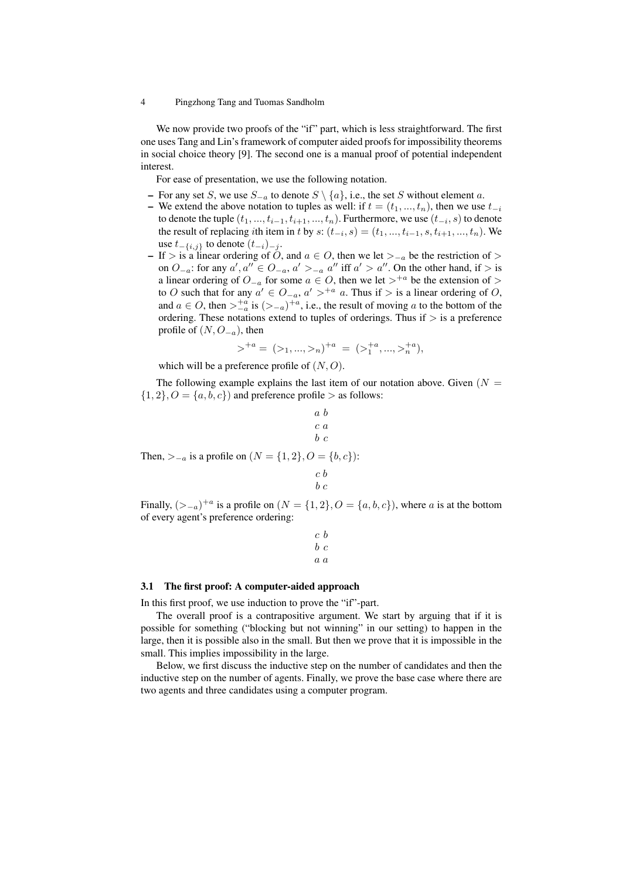We now provide two proofs of the "if" part, which is less straightforward. The first one uses Tang and Lin's framework of computer aided proofs for impossibility theorems in social choice theory [9]. The second one is a manual proof of potential independent interest.

For ease of presentation, we use the following notation.

- For any set $S$, we use $S_{-a}$ to denote $S \setminus \{a\}$, i.e., the set $S$ without element $a$.
- We extend the above notation to tuples as well: if $t = (t_1, ..., t_n)$, then we use $t_{-i}$ to denote the tuple $(t_1, ..., t_{i-1}, t_{i+1}, ..., t_n)$. Furthermore, we use $(t_{-i}, s)$ to denote the result of replacing $i$th item in $t$ by $s$: $(t_{-i}, s) = (t_1, ..., t_{i-1}, s, t_{i+1}, ..., t_n)$. We use $t_{-\{i,j\}}$ to denote $(t_{-i})_{-j}$.
- If $>$ is a linear ordering of $O$, and $a \in O$, then we let $>_{-a}$ be the restriction of $>$ on $O_{-a}$: for any $a', a'' \in O_{-a}$, $a' >_{-a} a''$ iff $a' > a''$. On the other hand, if $>$ is a linear ordering of $O_{-a}$ for some $a \in O$, then we let $>^{+a}$ be the extension of $>$ to $O$ such that for any $a' \in O_{-a}$, $a' >^{+a} a$. Thus if $>$ is a linear ordering of $O$, and $a \in O$, then $>^{+a}_{-a}$ is $(>_{-a})^{+a}$, i.e., the result of moving $a$ to the bottom of the ordering. These notations extend to tuples of orderings. Thus if $>$ is a preference profile of $(N, O_{-a})$, then

$$>^{+a} = (>_1, ..., >_n)^{+a} = (>^{+a}_1, ..., >^{+a}_n),$$

which will be a preference profile of $(N, O)$.

The following example explains the last item of our notation above. Given $(N = \{1, 2\}, O = \{a, b, c\})$ and preference profile $>$ as follows:

$$\begin{matrix} a & b \\ c & a \\ b & c \end{matrix}$$

Then, $>_{-a}$ is a profile on $(N = \{1, 2\}, O = \{b, c\})$:

$$\begin{matrix} c & b \\ b & c \end{matrix}$$

Finally, $(>_{-a})^{+a}$ is a profile on $(N = \{1, 2\}, O = \{a, b, c\})$, where $a$ is at the bottom of every agent's preference ordering:

$$\begin{matrix} c & b \\ b & c \\ a & a \end{matrix}$$

### 3.1 The first proof: A computer-aided approach

In this first proof, we use induction to prove the "if"-part.

The overall proof is a contrapositive argument. We start by arguing that if it is possible for something ("blocking but not winning" in our setting) to happen in the large, then it is possible also in the small. But then we prove that it is impossible in the small. This implies impossibility in the large.

Below, we first discuss the inductive step on the number of candidates and then the inductive step on the number of agents. Finally, we prove the base case where there are two agents and three candidates using a computer program.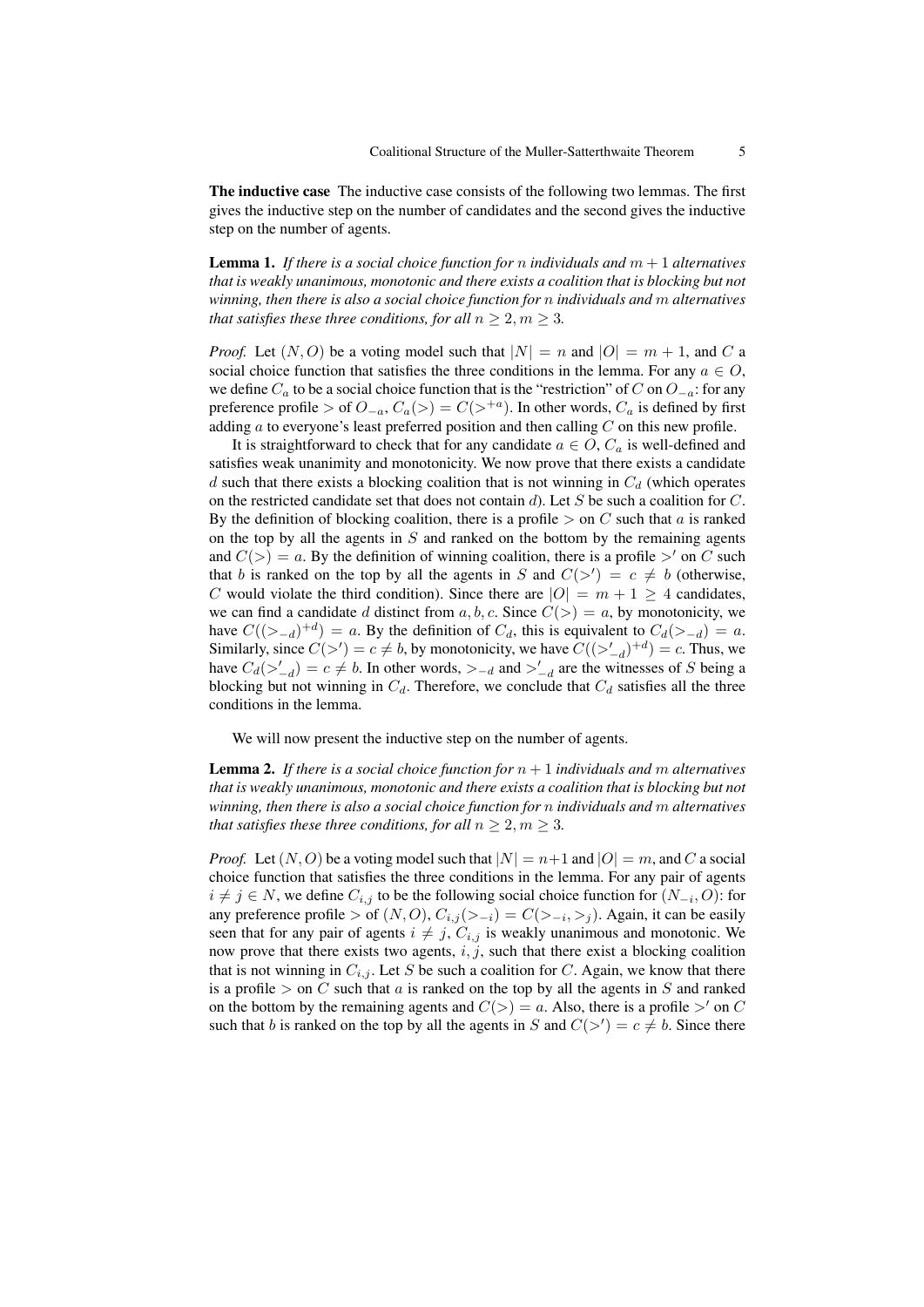**The inductive case** The inductive case consists of the following two lemmas. The first gives the inductive step on the number of candidates and the second gives the inductive step on the number of agents.

**Lemma 1.** *If there is a social choice function for $n$ individuals and $m+1$ alternatives that is weakly unanimous, monotonic and there exists a coalition that is blocking but not winning, then there is also a social choice function for $n$ individuals and $m$ alternatives that satisfies these three conditions, for all $n \geq 2, m \geq 3$.*

*Proof.* Let $(N, O)$ be a voting model such that $|N| = n$ and $|O| = m + 1$, and $C$ a social choice function that satisfies the three conditions in the lemma. For any $a \in O$, we define $C_a$ to be a social choice function that is the "restriction" of $C$ on $O_{-a}$: for any preference profile $>$ of $O_{-a}$, $C_a(>) = C(>^{+a})$. In other words, $C_a$ is defined by first adding $a$ to everyone's least preferred position and then calling $C$ on this new profile.

It is straightforward to check that for any candidate $a \in O$, $C_a$ is well-defined and satisfies weak unanimity and monotonicity. We now prove that there exists a candidate $d$ such that there exists a blocking coalition that is not winning in $C_d$ (which operates on the restricted candidate set that does not contain $d$). Let $S$ be such a coalition for $C$. By the definition of blocking coalition, there is a profile $>$ on $C$ such that $a$ is ranked on the top by all the agents in $S$ and ranked on the bottom by the remaining agents and $C(>) = a$. By the definition of winning coalition, there is a profile $>'$ on $C$ such that $b$ is ranked on the top by all the agents in $S$ and $C(>') = c \neq b$ (otherwise, $C$ would violate the third condition). Since there are $|O| = m + 1 \geq 4$ candidates, we can find a candidate $d$ distinct from $a, b, c$. Since $C(>) = a$, by monotonicity, we have $C((>_{-d})^{+d}) = a$. By the definition of $C_d$, this is equivalent to $C_d(>_{-d}) = a$. Similarly, since $C(>') = c \neq b$, by monotonicity, we have $C((>'_{-d})^{+d}) = c$. Thus, we have $C_d(>'_{-d}) = c \neq b$. In other words, $>_{-d}$ and $>'_{-d}$ are the witnesses of $S$ being a blocking but not winning in $C_d$. Therefore, we conclude that $C_d$ satisfies all the three conditions in the lemma.

We will now present the inductive step on the number of agents.

**Lemma 2.** *If there is a social choice function for $n+1$ individuals and $m$ alternatives that is weakly unanimous, monotonic and there exists a coalition that is blocking but not winning, then there is also a social choice function for $n$ individuals and $m$ alternatives that satisfies these three conditions, for all $n \geq 2, m \geq 3$.*

*Proof.* Let $(N, O)$ be a voting model such that $|N| = n+1$ and $|O| = m$, and $C$ a social choice function that satisfies the three conditions in the lemma. For any pair of agents $i \neq j \in N$, we define $C_{i,j}$ to be the following social choice function for $(N_{-i}, O)$: for any preference profile $>$ of $(N, O)$, $C_{i,j}(>_{-i}) = C(>_{-i}, >_j)$. Again, it can be easily seen that for any pair of agents $i \neq j$, $C_{i,j}$ is weakly unanimous and monotonic. We now prove that there exists two agents, $i, j$, such that there exist a blocking coalition that is not winning in $C_{i,j}$. Let $S$ be such a coalition for $C$. Again, we know that there is a profile $>$ on $C$ such that $a$ is ranked on the top by all the agents in $S$ and ranked on the bottom by the remaining agents and $C(>) = a$. Also, there is a profile $>'$ on $C$ such that $b$ is ranked on the top by all the agents in $S$ and $C(>') = c \neq b$. Since there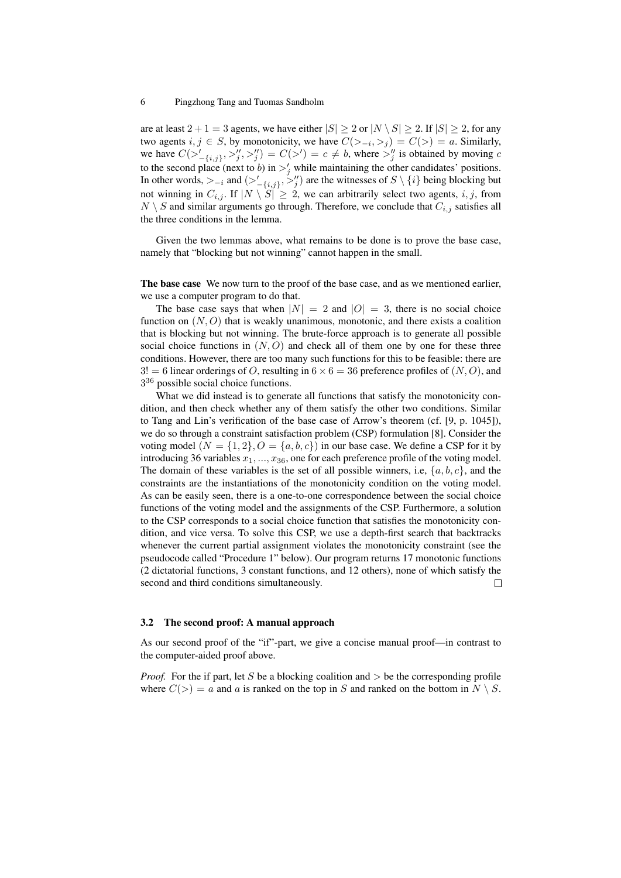are at least $2+1=3$ agents, we have either $|S| \geq 2$ or $|N \setminus S| \geq 2$. If $|S| \geq 2$, for any two agents $i, j \in S$, by monotonicity, we have $C(>_{-i}, >_j) = C(>) = a$. Similarly, we have $C(>'_{-\{i,j\}}, >''_j, >''_j) = C(>') = c \neq b$, where $>''_j$ is obtained by moving $c$ to the second place (next to $b$) in $>'_j$ while maintaining the other candidates' positions. In other words, $>_{-i}$ and $(>'_{-\{i,j\}}, >''_j)$ are the witnesses of $S \setminus \{i\}$ being blocking but not winning in $C_{i,j}$. If $|N \setminus S| \geq 2$, we can arbitrarily select two agents, $i, j$, from $N \setminus S$ and similar arguments go through. Therefore, we conclude that $C_{i,j}$ satisfies all the three conditions in the lemma.

Given the two lemmas above, what remains to be done is to prove the base case, namely that "blocking but not winning" cannot happen in the small.

**The base case** We now turn to the proof of the base case, and as we mentioned earlier, we use a computer program to do that.

The base case says that when $|N| = 2$ and $|O| = 3$, there is no social choice function on $(N, O)$ that is weakly unanimous, monotonic, and there exists a coalition that is blocking but not winning. The brute-force approach is to generate all possible social choice functions in $(N, O)$ and check all of them one by one for these three conditions. However, there are too many such functions for this to be feasible: there are $3! = 6$ linear orderings of $O$, resulting in $6 \times 6 = 36$ preference profiles of $(N, O)$, and $3^{36}$ possible social choice functions.

What we did instead is to generate all functions that satisfy the monotonicity condition, and then check whether any of them satisfy the other two conditions. Similar to Tang and Lin's verification of the base case of Arrow's theorem (cf. [9, p. 1045]), we do so through a constraint satisfaction problem (CSP) formulation [8]. Consider the voting model $(N = \{1, 2\}, O = \{a, b, c\})$ in our base case. We define a CSP for it by introducing 36 variables $x_1, ..., x_{36}$, one for each preference profile of the voting model. The domain of these variables is the set of all possible winners, i.e, $\{a, b, c\}$, and the constraints are the instantiations of the monotonicity condition on the voting model. As can be easily seen, there is a one-to-one correspondence between the social choice functions of the voting model and the assignments of the CSP. Furthermore, a solution to the CSP corresponds to a social choice function that satisfies the monotonicity condition, and vice versa. To solve this CSP, we use a depth-first search that backtracks whenever the current partial assignment violates the monotonicity constraint (see the pseudocode called "Procedure 1" below). Our program returns 17 monotonic functions (2 dictatorial functions, 3 constant functions, and 12 others), none of which satisfy the second and third conditions simultaneously. □

### 3.2 The second proof: A manual approach

As our second proof of the "if"-part, we give a concise manual proof—in contrast to the computer-aided proof above.

*Proof.* For the if part, let $S$ be a blocking coalition and $>$ be the corresponding profile where $C(>) = a$ and $a$ is ranked on the top in $S$ and ranked on the bottom in $N \setminus S$.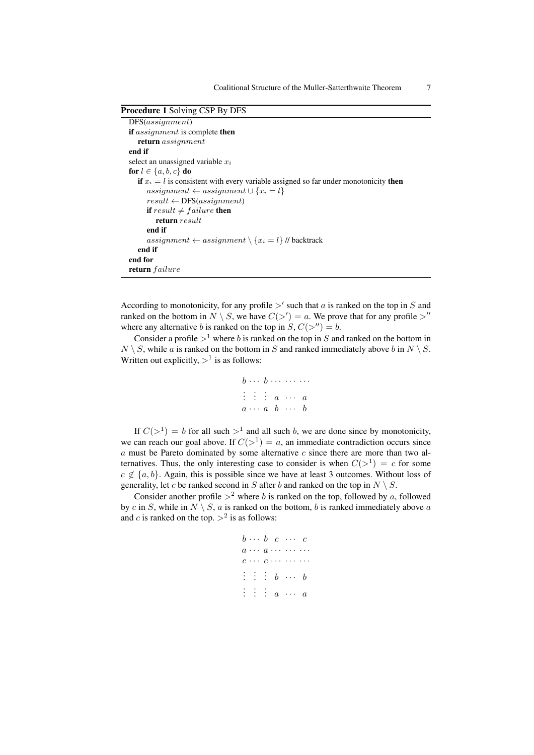**Procedure 1** Solving CSP By DFS

```
DFS(assignment)
if assignment is complete then
    return assignment
end if
select an unassigned variable x_i
for l ∈ {a, b, c} do
    if x_i = l is consistent with every variable assigned so far under monotonicity then
        assignment ← assignment ∪ {x_i = l}
        result ← DFS(assignment)
        if result ≠ failure then
            return result
        end if
        assignment ← assignment \ {x_i = l} // backtrack
    end if
end for
return failure
```

According to monotonicity, for any profile $>'$ such that $a$ is ranked on the top in $S$ and ranked on the bottom in $N \setminus S$, we have $C(>') = a$. We prove that for any profile $>''$ where any alternative $b$ is ranked on the top in $S$, $C(>'') = b$.

Consider a profile $>^1$ where $b$ is ranked on the top in $S$ and ranked on the bottom in $N \setminus S$, while $a$ is ranked on the bottom in $S$ and ranked immediately above $b$ in $N \setminus S$. Written out explicitly, $>^1$ is as follows:

$$
\begin{array}{ccccccc}
b & \cdots & b & \cdots & \cdots & \cdots \\
\vdots & \vdots & \vdots & a & \cdots & a \\
a & \cdots & a & b & \cdots & b
\end{array}
$$

If $C(>^1) = b$ for all such $>^1$ and all such $b$, we are done since by monotonicity, we can reach our goal above. If $C(>^1) = a$, an immediate contradiction occurs since $a$ must be Pareto dominated by some alternative $c$ since there are more than two alternatives. Thus, the only interesting case to consider is when $C(>^1) = c$ for some $c \notin \{a, b\}$. Again, this is possible since we have at least 3 outcomes. Without loss of generality, let $c$ be ranked second in $S$ after $b$ and ranked on the top in $N \setminus S$.

Consider another profile $>^2$ where $b$ is ranked on the top, followed by $a$, followed by $c$ in $S$, while in $N \setminus S$, $a$ is ranked on the bottom, $b$ is ranked immediately above $a$ and $c$ is ranked on the top. $>^2$ is as follows:

$$
\begin{array}{ccccccc}
b & \cdots & b & c & \cdots & c \\
a & \cdots & a & \cdots & \cdots & \cdots \\
c & \cdots & c & \cdots & \cdots & \cdots \\
\vdots & \vdots & \vdots & b & \cdots & b \\
\vdots & \vdots & \vdots & a & \cdots & a
\end{array}
$$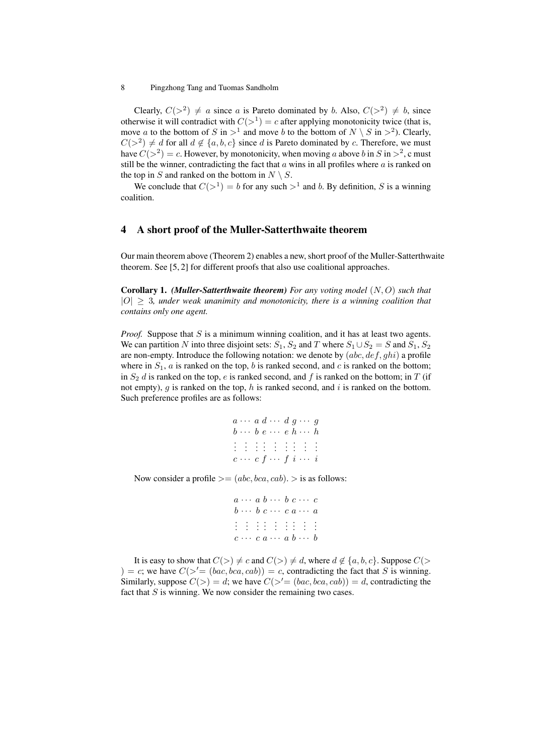Clearly, $C(>^2) \neq a$ since $a$ is Pareto dominated by $b$. Also, $C(>^2) \neq b$, since otherwise it will contradict with $C(>^1) = c$ after applying monotonicity twice (that is, move $a$ to the bottom of $S$ in $>^1$ and move $b$ to the bottom of $N \setminus S$ in $>^2$). Clearly, $C(>^2) \neq d$ for all $d \notin \{a, b, c\}$ since $d$ is Pareto dominated by $c$. Therefore, we must have $C(>^2) = c$. However, by monotonicity, when moving $a$ above $b$ in $S$ in $>^2$, c must still be the winner, contradicting the fact that $a$ wins in all profiles where $a$ is ranked on the top in $S$ and ranked on the bottom in $N \setminus S$.

We conclude that $C(>^1) = b$ for any such $>^1$ and $b$. By definition, $S$ is a winning coalition.

## 4 A short proof of the Muller-Satterthwaite theorem

Our main theorem above (Theorem 2) enables a new, short proof of the Muller-Satterthwaite theorem. See [5, 2] for different proofs that also use coalitional approaches.

**Corollary 1.** ***(Muller-Satterthwaite theorem)*** *For any voting model $(N, O)$ such that $|O| \geq 3$, under weak unanimity and monotonicity, there is a winning coalition that contains only one agent.*

*Proof.* Suppose that $S$ is a minimum winning coalition, and it has at least two agents. We can partition $N$ into three disjoint sets: $S_1$, $S_2$ and $T$ where $S_1 \cup S_2 = S$ and $S_1$, $S_2$ are non-empty. Introduce the following notation: we denote by $(abc, def, ghi)$ a profile where in $S_1$, $a$ is ranked on the top, $b$ is ranked second, and $c$ is ranked on the bottom; in $S_2$ $d$ is ranked on the top, $e$ is ranked second, and $f$ is ranked on the bottom; in $T$ (if not empty), $g$ is ranked on the top, $h$ is ranked second, and $i$ is ranked on the bottom. Such preference profiles are as follows:

$$\begin{matrix} a \cdots a & d \cdots d & g \cdots g \\ b \cdots b & e \cdots e & h \cdots h \\ \vdots \;\;\; \vdots & \vdots \;\;\; \vdots & \vdots \;\;\; \vdots \\ c \cdots c & f \cdots f & i \cdots i \end{matrix}$$

Now consider a profile $> = (abc, bca, cab)$. $>$ is as follows:

$$\begin{matrix} a \cdots a & b \cdots b & c \cdots c \\ b \cdots b & c \cdots c & a \cdots a \\ \vdots \;\;\; \vdots & \vdots \;\;\; \vdots & \vdots \;\;\; \vdots \\ c \cdots c & a \cdots a & b \cdots b \end{matrix}$$

It is easy to show that $C(>) \neq c$ and $C(>) \neq d$, where $d \notin \{a, b, c\}$. Suppose $C(>) = c$; we have $C(>' = (bac, bca, cab)) = c$, contradicting the fact that $S$ is winning. Similarly, suppose $C(>) = d$; we have $C(>' = (bac, bca, cab)) = d$, contradicting the fact that $S$ is winning. We now consider the remaining two cases.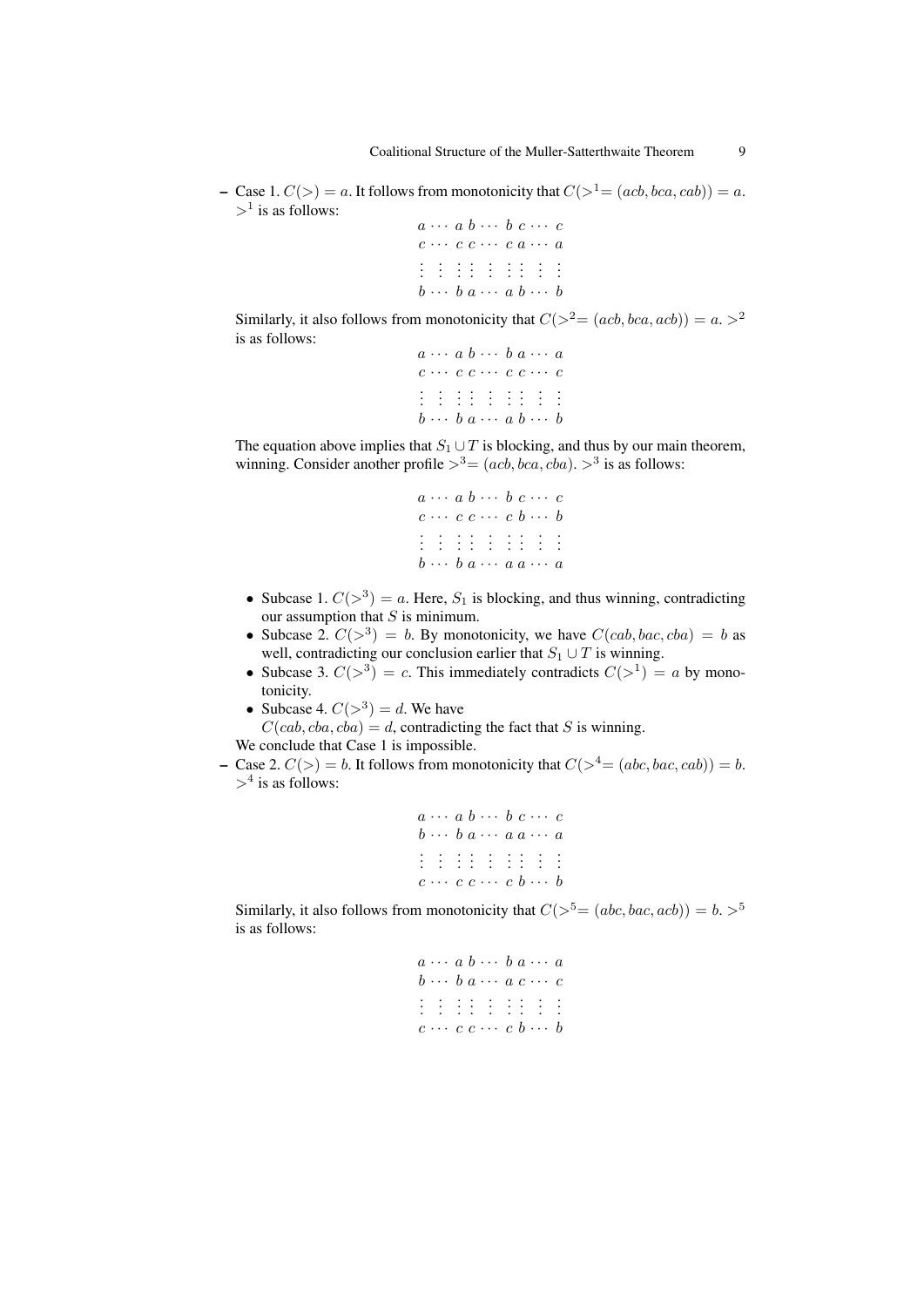- Case 1. $C(>) = a$. It follows from monotonicity that $C(>^1 = (acb, bca, cab)) = a$. $>^1$ is as follows:

$$
\begin{array}{ccc}
a \cdots a & b \cdots b & c \cdots c \\
c \cdots c & c \cdots c & a \cdots a \\
\vdots \;\; \vdots & \vdots \;\; \vdots & \vdots \;\; \vdots \\
b \cdots b & a \cdots a & b \cdots b
\end{array}
$$

Similarly, it also follows from monotonicity that $C(>^2 = (acb, bca, acb)) = a$. $>^2$ is as follows:

$$
\begin{array}{ccc}
a \cdots a & b \cdots b & a \cdots a \\
c \cdots c & c \cdots c & c \cdots c \\
\vdots \;\; \vdots & \vdots \;\; \vdots & \vdots \;\; \vdots \\
b \cdots b & a \cdots a & b \cdots b
\end{array}
$$

The equation above implies that $S_1 \cup T$ is blocking, and thus by our main theorem, winning. Consider another profile $>^3 = (acb, bca, cba)$. $>^3$ is as follows:

$$
\begin{array}{ccc}
a \cdots a & b \cdots b & c \cdots c \\
c \cdots c & c \cdots c & b \cdots b \\
\vdots \;\; \vdots & \vdots \;\; \vdots & \vdots \;\; \vdots \\
b \cdots b & a \cdots a & a \cdots a
\end{array}
$$

  - Subcase 1. $C(>^3) = a$. Here, $S_1$ is blocking, and thus winning, contradicting our assumption that $S$ is minimum.
  - Subcase 2. $C(>^3) = b$. By monotonicity, we have $C(cab, bac, cba) = b$ as well, contradicting our conclusion earlier that $S_1 \cup T$ is winning.
  - Subcase 3. $C(>^3) = c$. This immediately contradicts $C(>^1) = a$ by monotonicity.
  - Subcase 4. $C(>^3) = d$. We have $C(cab, cba, cba) = d$, contradicting the fact that $S$ is winning.

  We conclude that Case 1 is impossible.

- Case 2. $C(>) = b$. It follows from monotonicity that $C(>^4 = (abc, bac, cab)) = b$. $>^4$ is as follows:

$$
\begin{array}{ccc}
a \cdots a & b \cdots b & c \cdots c \\
b \cdots b & a \cdots a & a \cdots a \\
\vdots \;\; \vdots & \vdots \;\; \vdots & \vdots \;\; \vdots \\
c \cdots c & c \cdots c & b \cdots b
\end{array}
$$

Similarly, it also follows from monotonicity that $C(>^5 = (abc, bac, acb)) = b$. $>^5$ is as follows:

$$
\begin{array}{ccc}
a \cdots a & b \cdots b & a \cdots a \\
b \cdots b & a \cdots a & c \cdots c \\
\vdots \;\; \vdots & \vdots \;\; \vdots & \vdots \;\; \vdots \\
c \cdots c & c \cdots c & b \cdots b
\end{array}
$$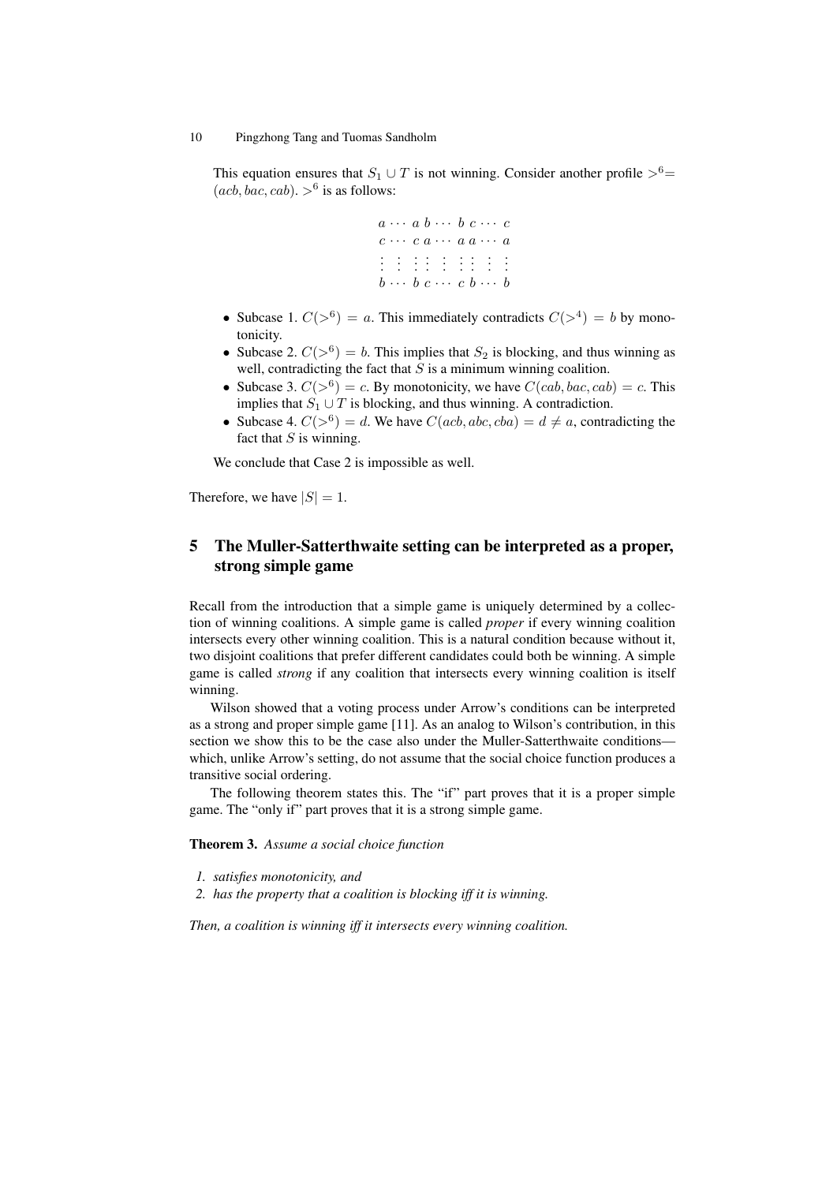This equation ensures that $S_1 \cup T$ is not winning. Consider another profile $>^6 = (acb, bac, cab)$. $>^6$ is as follows:

$$
\begin{array}{cccccccccc}
a & \cdots & a & b & \cdots & b & c & \cdots & c \\
c & \cdots & c & a & \cdots & a & a & \cdots & a \\
\vdots & \vdots & \vdots & \vdots & \vdots & \vdots & \vdots & \vdots & \vdots \\
b & \cdots & b & c & \cdots & c & b & \cdots & b
\end{array}
$$

- Subcase 1. $C(>^6) = a$. This immediately contradicts $C(>^4) = b$ by monotonicity.
- Subcase 2. $C(>^6) = b$. This implies that $S_2$ is blocking, and thus winning as well, contradicting the fact that $S$ is a minimum winning coalition.
- Subcase 3. $C(>^6) = c$. By monotonicity, we have $C(cab, bac, cab) = c$. This implies that $S_1 \cup T$ is blocking, and thus winning. A contradiction.
- Subcase 4. $C(>^6) = d$. We have $C(acb, abc, cba) = d \neq a$, contradicting the fact that $S$ is winning.

We conclude that Case 2 is impossible as well.

Therefore, we have $|S| = 1$.

## 5 The Muller-Satterthwaite setting can be interpreted as a proper, strong simple game

Recall from the introduction that a simple game is uniquely determined by a collection of winning coalitions. A simple game is called *proper* if every winning coalition intersects every other winning coalition. This is a natural condition because without it, two disjoint coalitions that prefer different candidates could both be winning. A simple game is called *strong* if any coalition that intersects every winning coalition is itself winning.

Wilson showed that a voting process under Arrow's conditions can be interpreted as a strong and proper simple game [11]. As an analog to Wilson's contribution, in this section we show this to be the case also under the Muller-Satterthwaite conditions—which, unlike Arrow's setting, do not assume that the social choice function produces a transitive social ordering.

The following theorem states this. The "if" part proves that it is a proper simple game. The "only if" part proves that it is a strong simple game.

**Theorem 3.** *Assume a social choice function*

1. *satisfies monotonicity, and*
2. *has the property that a coalition is blocking iff it is winning.*

*Then, a coalition is winning iff it intersects every winning coalition.*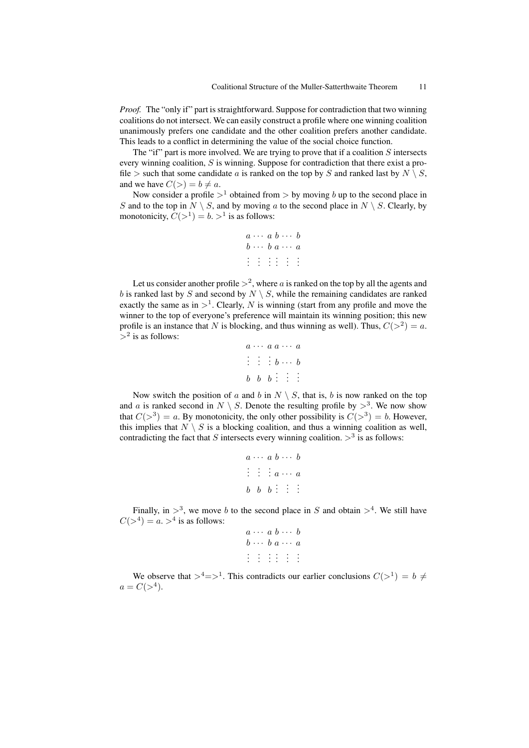*Proof.* The "only if" part is straightforward. Suppose for contradiction that two winning coalitions do not intersect. We can easily construct a profile where one winning coalition unanimously prefers one candidate and the other coalition prefers another candidate. This leads to a conflict in determining the value of the social choice function.

The "if" part is more involved. We are trying to prove that if a coalition $S$ intersects every winning coalition, $S$ is winning. Suppose for contradiction that there exist a profile $>$ such that some candidate $a$ is ranked on the top by $S$ and ranked last by $N \setminus S$, and we have $C(>) = b \neq a$.

Now consider a profile $>^1$ obtained from $>$ by moving $b$ up to the second place in $S$ and to the top in $N \setminus S$, and by moving $a$ to the second place in $N \setminus S$. Clearly, by monotonicity, $C(>^1) = b$. $>^1$ is as follows:

$$\begin{array}{ccccccc} a & \cdots & a & b & \cdots & b \\ b & \cdots & b & a & \cdots & a \\ \vdots & \vdots & \vdots & \vdots & \vdots & \vdots \end{array}$$

Let us consider another profile $>^2$, where $a$ is ranked on the top by all the agents and $b$ is ranked last by $S$ and second by $N \setminus S$, while the remaining candidates are ranked exactly the same as in $>^1$. Clearly, $N$ is winning (start from any profile and move the winner to the top of everyone's preference will maintain its winning position; this new profile is an instance that $N$ is blocking, and thus winning as well). Thus, $C(>^2) = a$. $>^2$ is as follows:

$$\begin{array}{cccccc} a & \cdots & a & a & \cdots & a \\ \vdots & \vdots & \vdots & b & \cdots & b \\ b & b & b & \vdots & \vdots & \vdots \end{array}$$

Now switch the position of $a$ and $b$ in $N \setminus S$, that is, $b$ is now ranked on the top and $a$ is ranked second in $N \setminus S$. Denote the resulting profile by $>^3$. We now show that $C(>^3) = a$. By monotonicity, the only other possibility is $C(>^3) = b$. However, this implies that $N \setminus S$ is a blocking coalition, and thus a winning coalition as well, contradicting the fact that $S$ intersects every winning coalition. $>^3$ is as follows:

$$\begin{array}{cccccc} a & \cdots & a & b & \cdots & b \\ \vdots & \vdots & \vdots & a & \cdots & a \\ b & b & b & \vdots & \vdots & \vdots \end{array}$$

Finally, in $>^3$, we move $b$ to the second place in $S$ and obtain $>^4$. We still have $C(>^4) = a$. $>^4$ is as follows:

$$\begin{array}{cccccc} a & \cdots & a & b & \cdots & b \\ b & \cdots & b & a & \cdots & a \\ \vdots & \vdots & \vdots & \vdots & \vdots & \vdots \end{array}$$

We observe that $>^4 = >^1$. This contradicts our earlier conclusions $C(>^1) = b \neq a = C(>^4)$.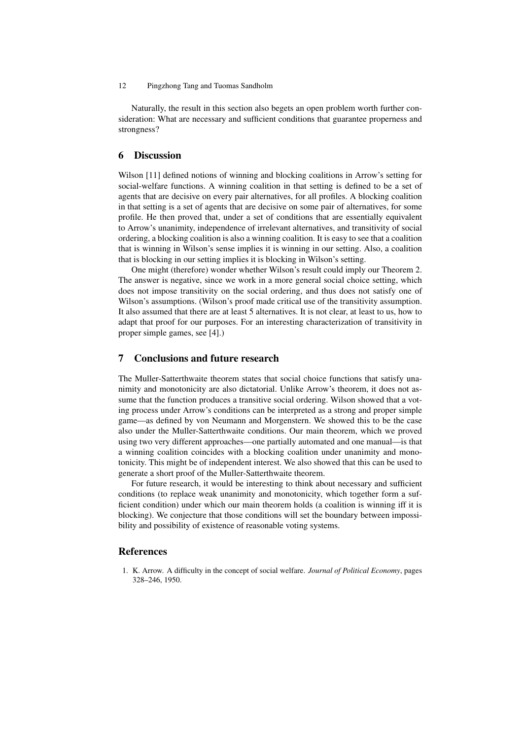Naturally, the result in this section also begets an open problem worth further consideration: What are necessary and sufficient conditions that guarantee properness and strongness?

## 6 Discussion

Wilson [11] defined notions of winning and blocking coalitions in Arrow's setting for social-welfare functions. A winning coalition in that setting is defined to be a set of agents that are decisive on every pair alternatives, for all profiles. A blocking coalition in that setting is a set of agents that are decisive on some pair of alternatives, for some profile. He then proved that, under a set of conditions that are essentially equivalent to Arrow's unanimity, independence of irrelevant alternatives, and transitivity of social ordering, a blocking coalition is also a winning coalition. It is easy to see that a coalition that is winning in Wilson's sense implies it is winning in our setting. Also, a coalition that is blocking in our setting implies it is blocking in Wilson's setting.

One might (therefore) wonder whether Wilson's result could imply our Theorem 2. The answer is negative, since we work in a more general social choice setting, which does not impose transitivity on the social ordering, and thus does not satisfy one of Wilson's assumptions. (Wilson's proof made critical use of the transitivity assumption. It also assumed that there are at least 5 alternatives. It is not clear, at least to us, how to adapt that proof for our purposes. For an interesting characterization of transitivity in proper simple games, see [4].)

## 7 Conclusions and future research

The Muller-Satterthwaite theorem states that social choice functions that satisfy unanimity and monotonicity are also dictatorial. Unlike Arrow's theorem, it does not assume that the function produces a transitive social ordering. Wilson showed that a voting process under Arrow's conditions can be interpreted as a strong and proper simple game—as defined by von Neumann and Morgenstern. We showed this to be the case also under the Muller-Satterthwaite conditions. Our main theorem, which we proved using two very different approaches—one partially automated and one manual—is that a winning coalition coincides with a blocking coalition under unanimity and monotonicity. This might be of independent interest. We also showed that this can be used to generate a short proof of the Muller-Satterthwaite theorem.

For future research, it would be interesting to think about necessary and sufficient conditions (to replace weak unanimity and monotonicity, which together form a sufficient condition) under which our main theorem holds (a coalition is winning iff it is blocking). We conjecture that those conditions will set the boundary between impossibility and possibility of existence of reasonable voting systems.

## References

1. K. Arrow. A difficulty in the concept of social welfare. *Journal of Political Economy*, pages 328–246, 1950.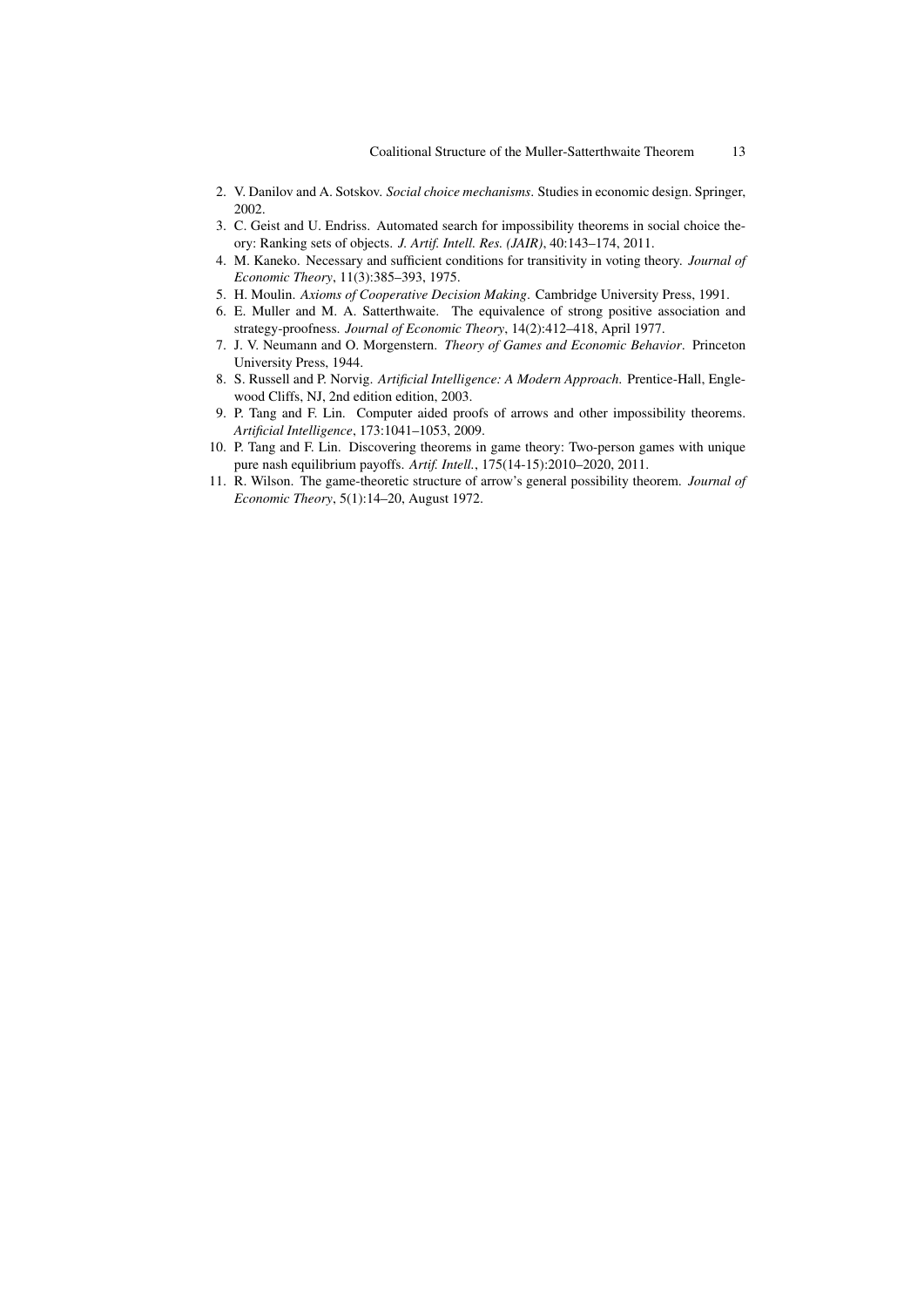2. V. Danilov and A. Sotskov. *Social choice mechanisms*. Studies in economic design. Springer, 2002.
3. C. Geist and U. Endriss. Automated search for impossibility theorems in social choice theory: Ranking sets of objects. *J. Artif. Intell. Res. (JAIR)*, 40:143–174, 2011.
4. M. Kaneko. Necessary and sufficient conditions for transitivity in voting theory. *Journal of Economic Theory*, 11(3):385–393, 1975.
5. H. Moulin. *Axioms of Cooperative Decision Making*. Cambridge University Press, 1991.
6. E. Muller and M. A. Satterthwaite. The equivalence of strong positive association and strategy-proofness. *Journal of Economic Theory*, 14(2):412–418, April 1977.
7. J. V. Neumann and O. Morgenstern. *Theory of Games and Economic Behavior*. Princeton University Press, 1944.
8. S. Russell and P. Norvig. *Artificial Intelligence: A Modern Approach*. Prentice-Hall, Englewood Cliffs, NJ, 2nd edition edition, 2003.
9. P. Tang and F. Lin. Computer aided proofs of arrows and other impossibility theorems. *Artificial Intelligence*, 173:1041–1053, 2009.
10. P. Tang and F. Lin. Discovering theorems in game theory: Two-person games with unique pure nash equilibrium payoffs. *Artif. Intell.*, 175(14-15):2010–2020, 2011.
11. R. Wilson. The game-theoretic structure of arrow's general possibility theorem. *Journal of Economic Theory*, 5(1):14–20, August 1972.